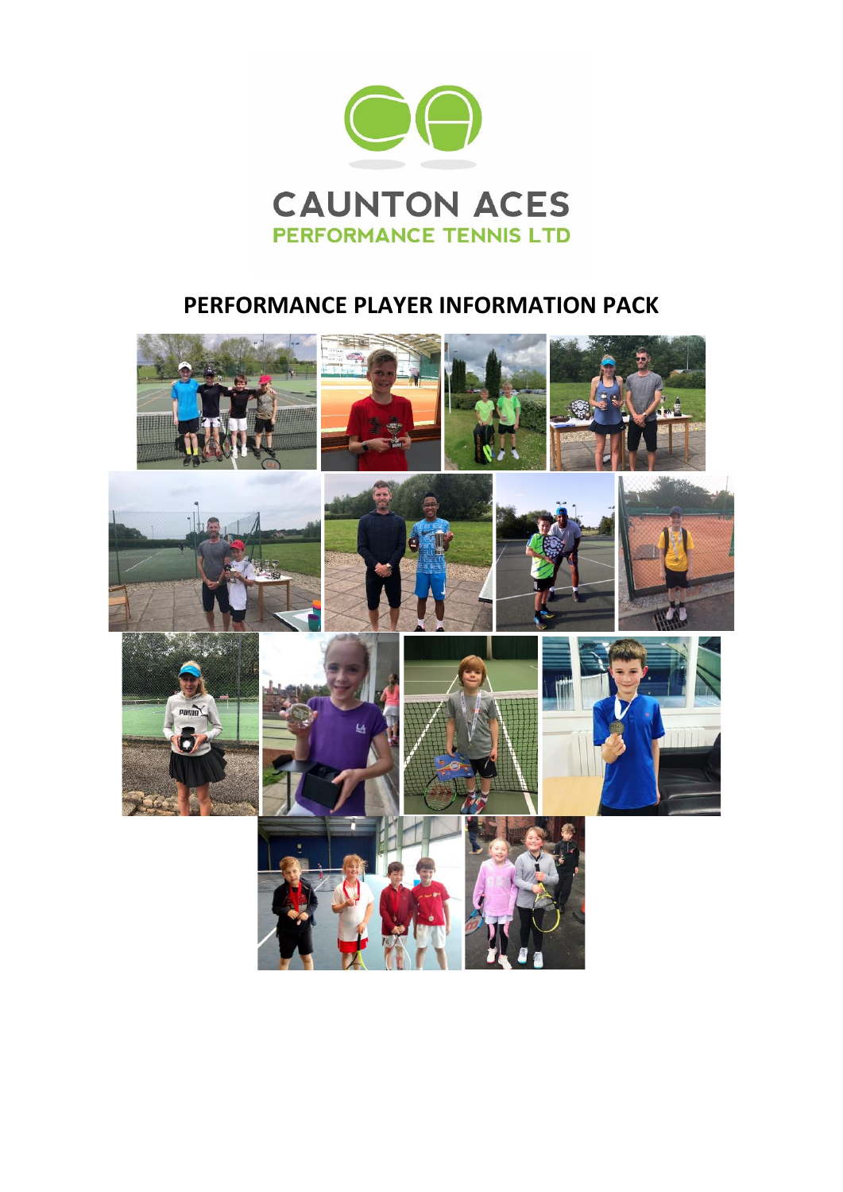CAUNTON ACES

PERFORMANCE TENNIS LTD

# PERFORMANCE PLAYER INFORMATION PACK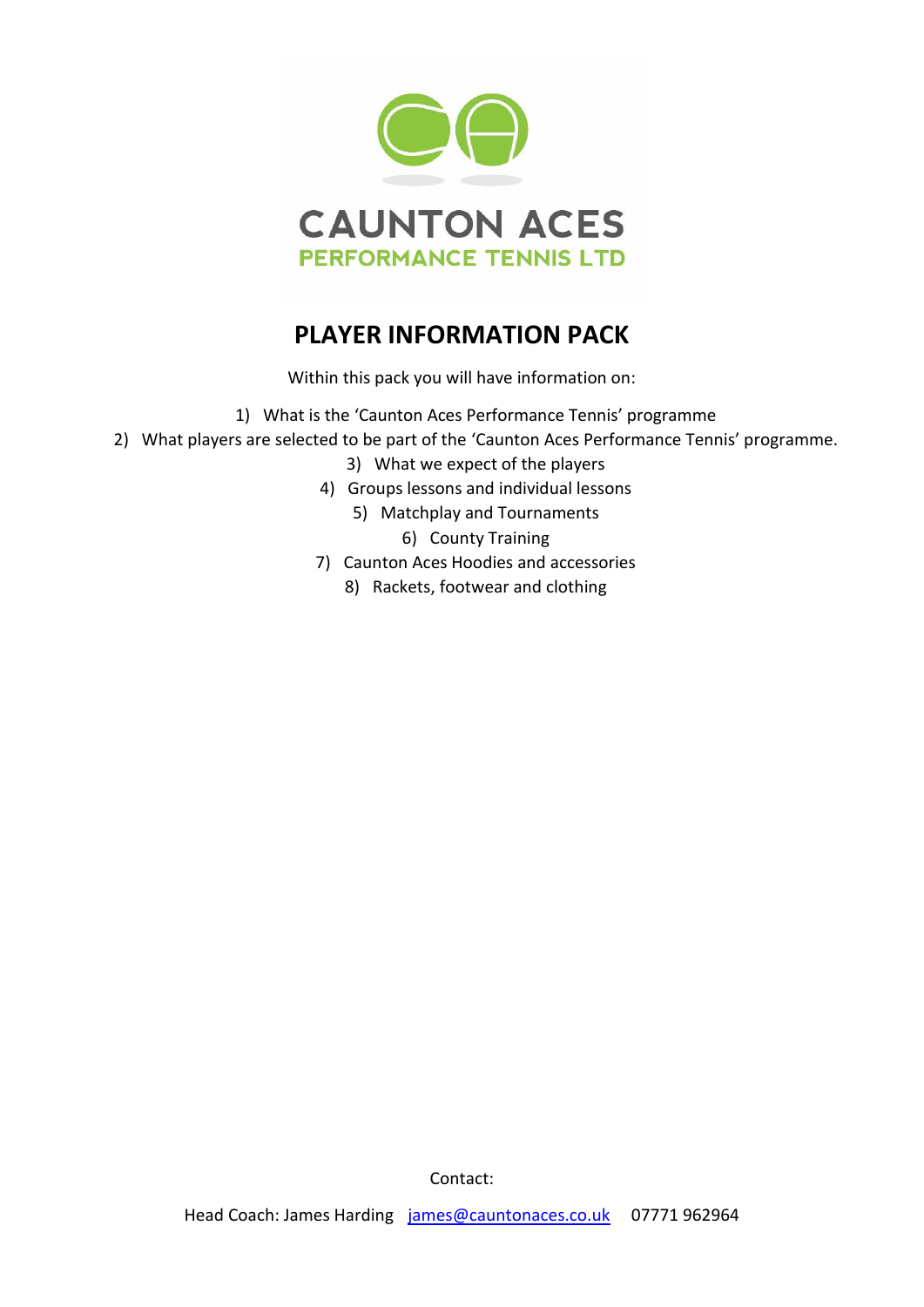CAUNTON ACES

PERFORMANCE TENNIS LTD

# PLAYER INFORMATION PACK

Within this pack you will have information on:

1) What is the 'Caunton Aces Performance Tennis' programme
2) What players are selected to be part of the 'Caunton Aces Performance Tennis' programme.
3) What we expect of the players
4) Groups lessons and individual lessons
5) Matchplay and Tournaments
6) County Training
7) Caunton Aces Hoodies and accessories
8) Rackets, footwear and clothing

Contact:

Head Coach: James Harding [james@cauntonaces.co.uk](mailto:james@cauntonaces.co.uk) 07771 962964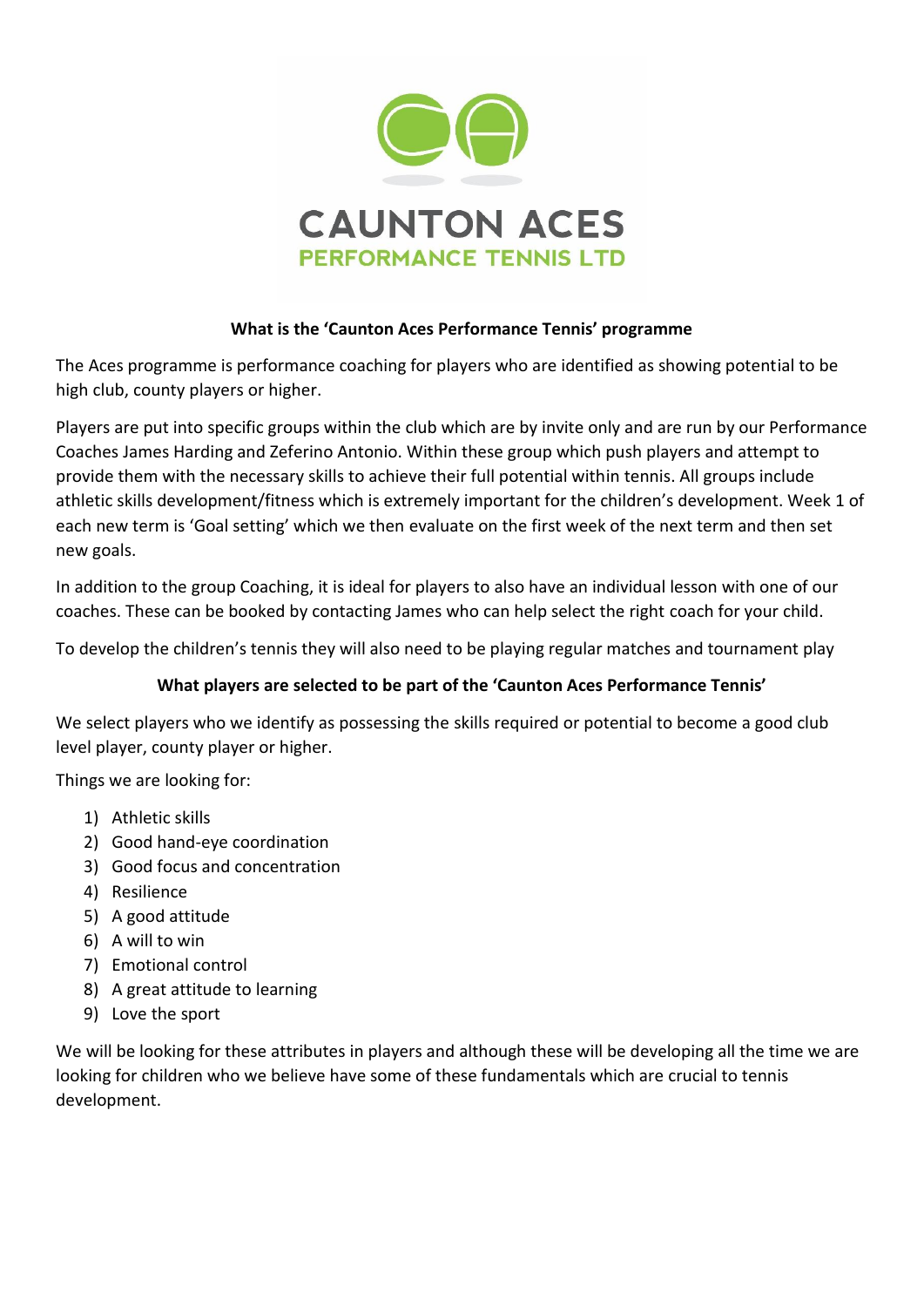CAUNTON ACES

PERFORMANCE TENNIS LTD

**What is the 'Caunton Aces Performance Tennis' programme**

The Aces programme is performance coaching for players who are identified as showing potential to be high club, county players or higher.

Players are put into specific groups within the club which are by invite only and are run by our Performance Coaches James Harding and Zeferino Antonio. Within these group which push players and attempt to provide them with the necessary skills to achieve their full potential within tennis. All groups include athletic skills development/fitness which is extremely important for the children's development. Week 1 of each new term is 'Goal setting' which we then evaluate on the first week of the next term and then set new goals.

In addition to the group Coaching, it is ideal for players to also have an individual lesson with one of our coaches. These can be booked by contacting James who can help select the right coach for your child.

To develop the children's tennis they will also need to be playing regular matches and tournament play

**What players are selected to be part of the 'Caunton Aces Performance Tennis'**

We select players who we identify as possessing the skills required or potential to become a good club level player, county player or higher.

Things we are looking for:

1) Athletic skills
2) Good hand-eye coordination
3) Good focus and concentration
4) Resilience
5) A good attitude
6) A will to win
7) Emotional control
8) A great attitude to learning
9) Love the sport

We will be looking for these attributes in players and although these will be developing all the time we are looking for children who we believe have some of these fundamentals which are crucial to tennis development.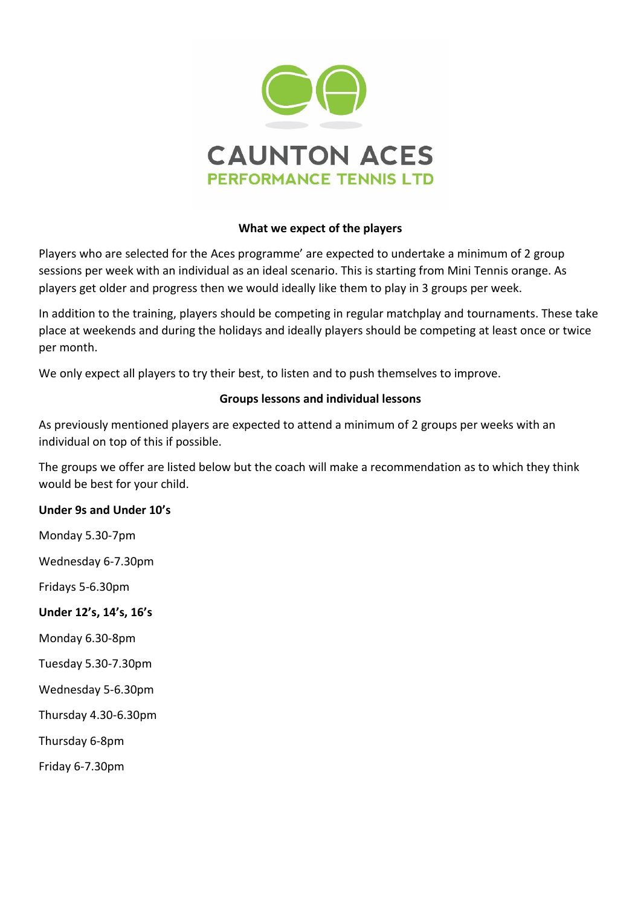CAUNTON ACES
PERFORMANCE TENNIS LTD

## What we expect of the players

Players who are selected for the Aces programme' are expected to undertake a minimum of 2 group sessions per week with an individual as an ideal scenario. This is starting from Mini Tennis orange. As players get older and progress then we would ideally like them to play in 3 groups per week.

In addition to the training, players should be competing in regular matchplay and tournaments. These take place at weekends and during the holidays and ideally players should be competing at least once or twice per month.

We only expect all players to try their best, to listen and to push themselves to improve.

## Groups lessons and individual lessons

As previously mentioned players are expected to attend a minimum of 2 groups per weeks with an individual on top of this if possible.

The groups we offer are listed below but the coach will make a recommendation as to which they think would be best for your child.

**Under 9s and Under 10's**

Monday 5.30-7pm

Wednesday 6-7.30pm

Fridays 5-6.30pm

**Under 12's, 14's, 16's**

Monday 6.30-8pm

Tuesday 5.30-7.30pm

Wednesday 5-6.30pm

Thursday 4.30-6.30pm

Thursday 6-8pm

Friday 6-7.30pm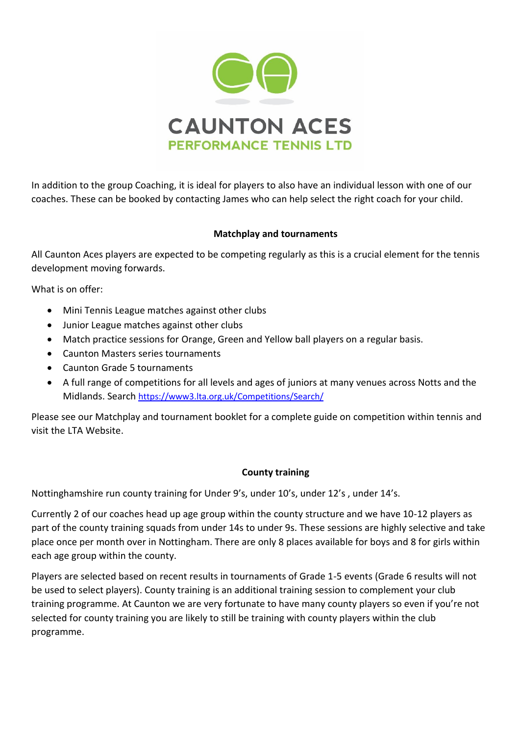CAUNTON ACES

PERFORMANCE TENNIS LTD

In addition to the group Coaching, it is ideal for players to also have an individual lesson with one of our coaches. These can be booked by contacting James who can help select the right coach for your child.

**Matchplay and tournaments**

All Caunton Aces players are expected to be competing regularly as this is a crucial element for the tennis development moving forwards.

What is on offer:

- Mini Tennis League matches against other clubs
- Junior League matches against other clubs
- Match practice sessions for Orange, Green and Yellow ball players on a regular basis.
- Caunton Masters series tournaments
- Caunton Grade 5 tournaments
- A full range of competitions for all levels and ages of juniors at many venues across Notts and the Midlands. Search https://www3.lta.org.uk/Competitions/Search/

Please see our Matchplay and tournament booklet for a complete guide on competition within tennis and visit the LTA Website.

**County training**

Nottinghamshire run county training for Under 9's, under 10's, under 12's , under 14's.

Currently 2 of our coaches head up age group within the county structure and we have 10-12 players as part of the county training squads from under 14s to under 9s. These sessions are highly selective and take place once per month over in Nottingham. There are only 8 places available for boys and 8 for girls within each age group within the county.

Players are selected based on recent results in tournaments of Grade 1-5 events (Grade 6 results will not be used to select players). County training is an additional training session to complement your club training programme. At Caunton we are very fortunate to have many county players so even if you're not selected for county training you are likely to still be training with county players within the club programme.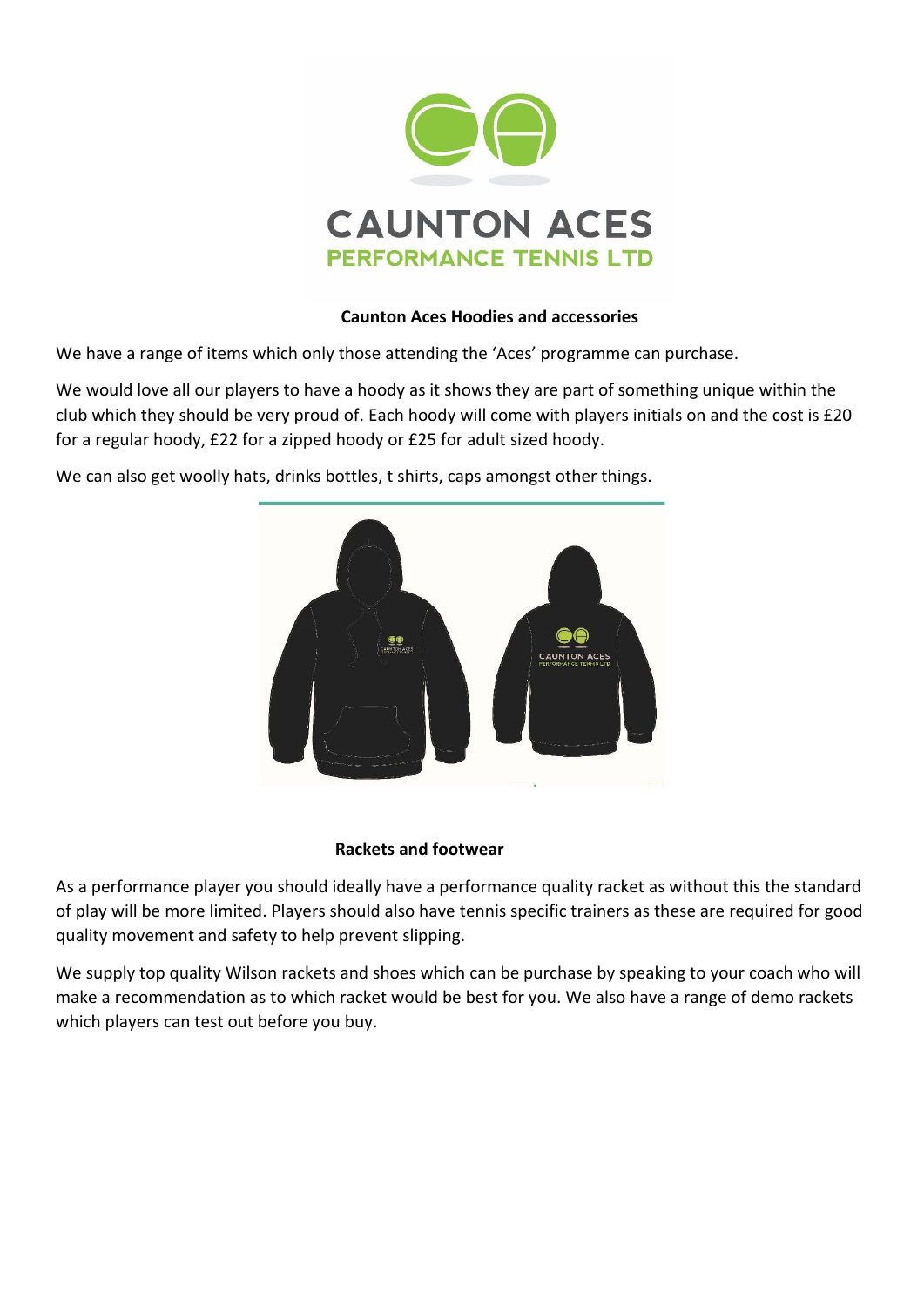**Caunton Aces Hoodies and accessories**

We have a range of items which only those attending the 'Aces' programme can purchase.

We would love all our players to have a hoody as it shows they are part of something unique within the club which they should be very proud of. Each hoody will come with players initials on and the cost is £20 for a regular hoody, £22 for a zipped hoody or £25 for adult sized hoody.

We can also get woolly hats, drinks bottles, t shirts, caps amongst other things.

**Rackets and footwear**

As a performance player you should ideally have a performance quality racket as without this the standard of play will be more limited. Players should also have tennis specific trainers as these are required for good quality movement and safety to help prevent slipping.

We supply top quality Wilson rackets and shoes which can be purchase by speaking to your coach who will make a recommendation as to which racket would be best for you. We also have a range of demo rackets which players can test out before you buy.